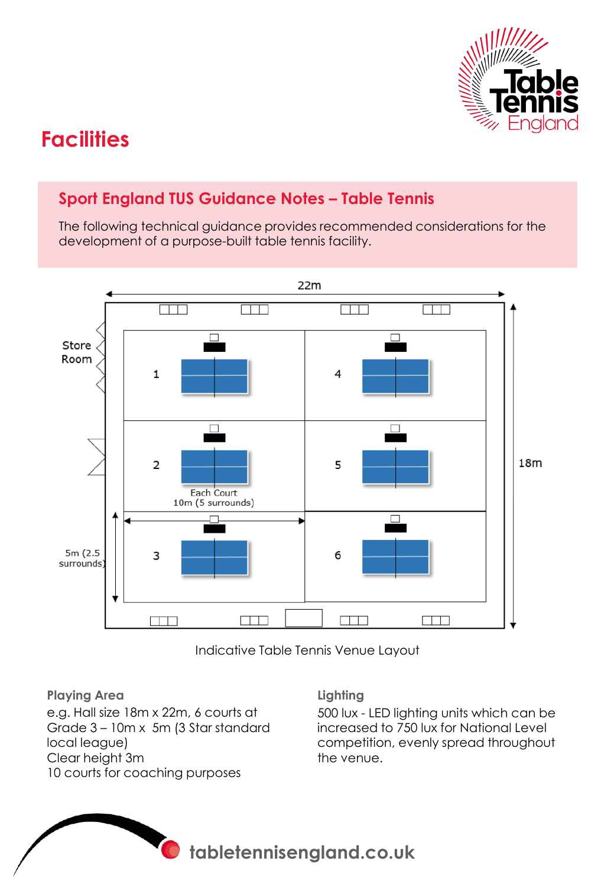# Facilities

## Sport England TUS Guidance Notes – Table Tennis

The following technical guidance provides recommended considerations for the development of a purpose-built table tennis facility.

22m

Store Room

1

4

2

5

Each Court
10m (5 surrounds)

18m

5m (2.5 surrounds)

3

6

Indicative Table Tennis Venue Layout

### Playing Area

e.g. Hall size 18m x 22m, 6 courts at Grade 3 – 10m x 5m (3 Star standard local league)
Clear height 3m
10 courts for coaching purposes

### Lighting

500 lux - LED lighting units which can be increased to 750 lux for National Level competition, evenly spread throughout the venue.

tabletennisengland.co.uk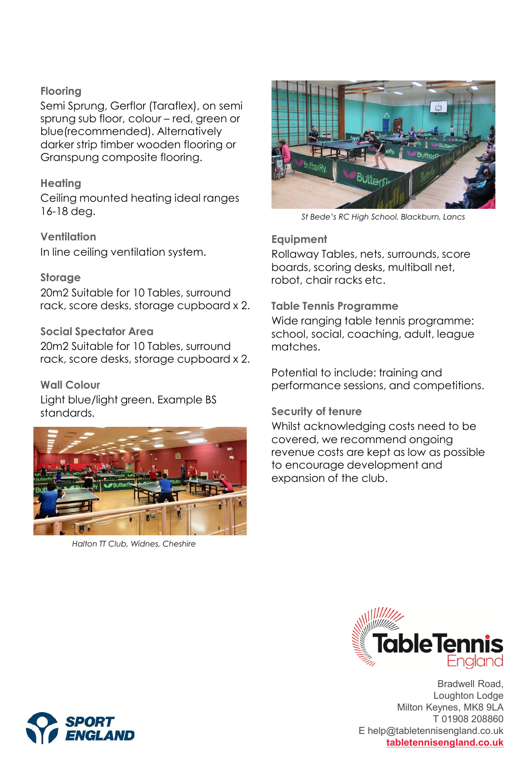### Flooring

Semi Sprung, Gerflor (Taraflex), on semi sprung sub floor, colour – red, green or blue(recommended). Alternatively darker strip timber wooden flooring or Granspung composite flooring.

### Heating

Ceiling mounted heating ideal ranges 16-18 deg.

### Ventilation

In line ceiling ventilation system.

### Storage

20m2 Suitable for 10 Tables, surround rack, score desks, storage cupboard x 2.

### Social Spectator Area

20m2 Suitable for 10 Tables, surround rack, score desks, storage cupboard x 2.

### Wall Colour

Light blue/light green. Example BS standards.

*Halton TT Club, Widnes, Cheshire*

*St Bede's RC High School, Blackburn, Lancs*

### Equipment

Rollaway Tables, nets, surrounds, score boards, scoring desks, multiball net, robot, chair racks etc.

### Table Tennis Programme

Wide ranging table tennis programme: school, social, coaching, adult, league matches.

Potential to include: training and performance sessions, and competitions.

### Security of tenure

Whilst acknowledging costs need to be covered, we recommend ongoing revenue costs are kept as low as possible to encourage development and expansion of the club.

Table Tennis England

Bradwell Road,
Loughton Lodge
Milton Keynes, MK8 9LA
T 01908 208860
E help@tabletennisengland.co.uk
**tabletennisengland.co.uk**

SPORT ENGLAND